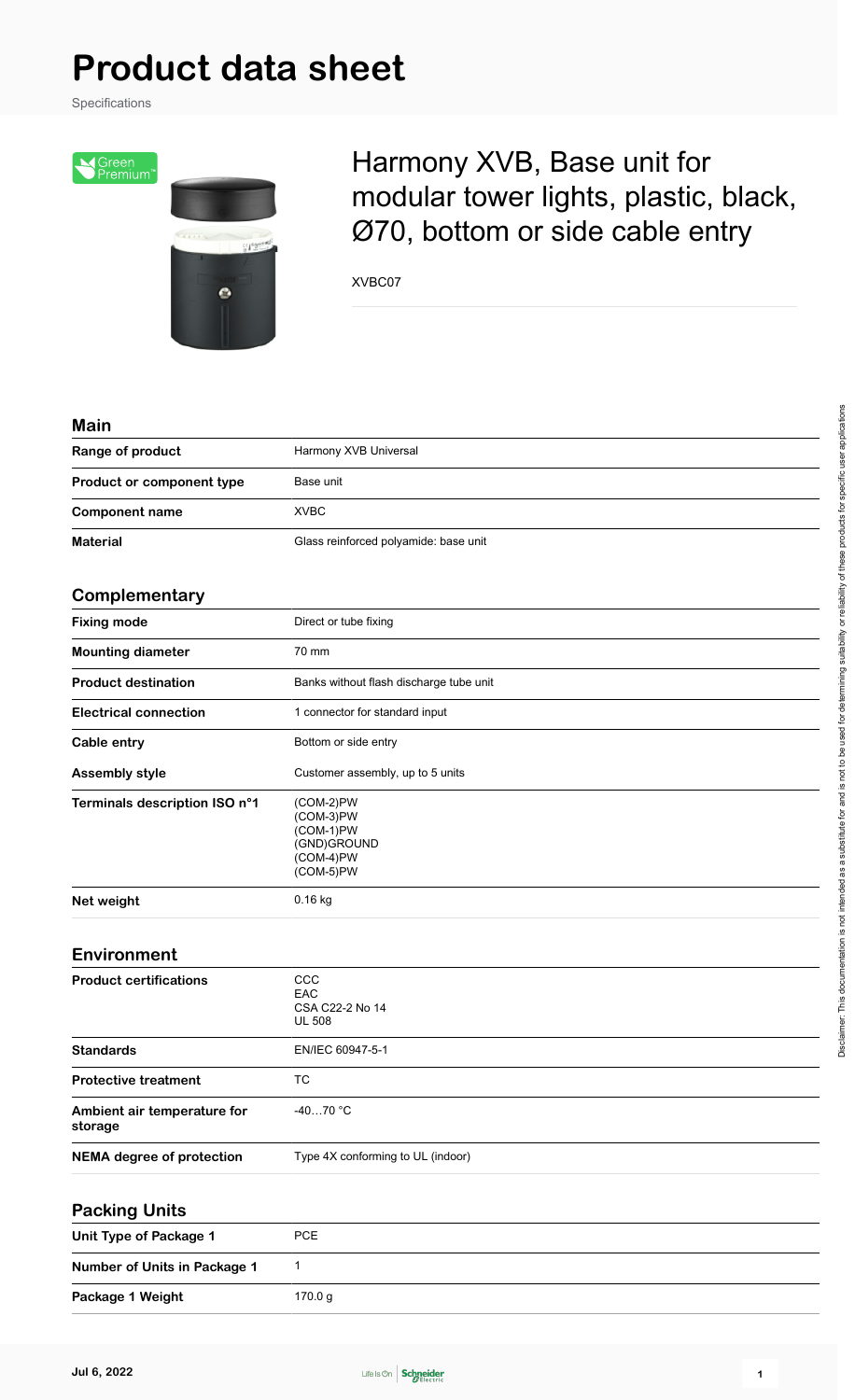# Product data sheet

Specifications

## Harmony XVB, Base unit for modular tower lights, plastic, black, Ø70, bottom or side cable entry

XVBC07

### Main

| | |
|---|---|
| **Range of product** | Harmony XVB Universal |
| **Product or component type** | Base unit |
| **Component name** | XVBC |
| **Material** | Glass reinforced polyamide: base unit |

### Complementary

| | |
|---|---|
| **Fixing mode** | Direct or tube fixing |
| **Mounting diameter** | 70 mm |
| **Product destination** | Banks without flash discharge tube unit |
| **Electrical connection** | 1 connector for standard input |
| **Cable entry** | Bottom or side entry |
| **Assembly style** | Customer assembly, up to 5 units |
| **Terminals description ISO n°1** | (COM-2)PW<br>(COM-3)PW<br>(COM-1)PW<br>(GND)GROUND<br>(COM-4)PW<br>(COM-5)PW |
| **Net weight** | 0.16 kg |

### Environment

| | |
|---|---|
| **Product certifications** | CCC<br>EAC<br>CSA C22-2 No 14<br>UL 508 |
| **Standards** | EN/IEC 60947-5-1 |
| **Protective treatment** | TC |
| **Ambient air temperature for storage** | -40…70 °C |
| **NEMA degree of protection** | Type 4X conforming to UL (indoor) |

### Packing Units

| | |
|---|---|
| **Unit Type of Package 1** | PCE |
| **Number of Units in Package 1** | 1 |
| **Package 1 Weight** | 170.0 g |

Disclaimer: This documentation is not intended as a substitute for and is not to be used for determining suitability or reliability of these products for specific user applications

Jul 6, 2022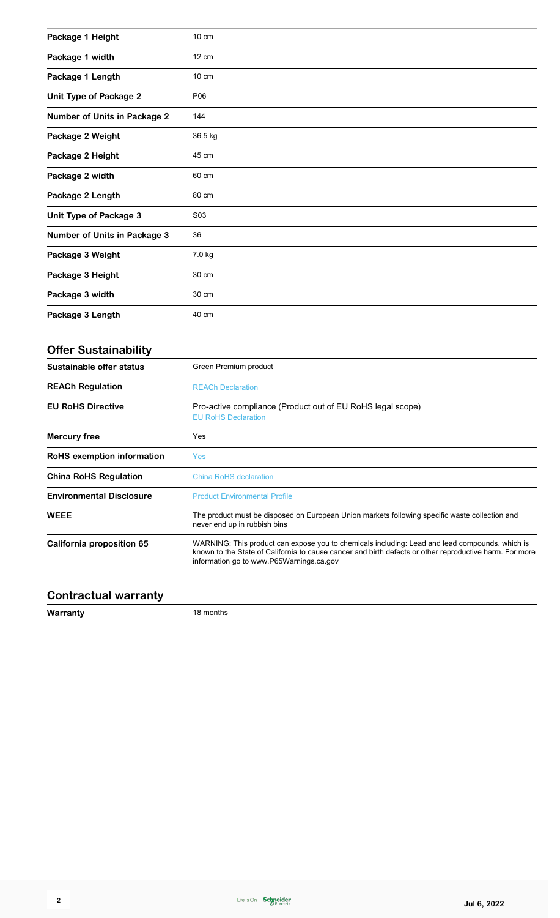| | |
|---|---|
| **Package 1 Height** | 10 cm |
| **Package 1 width** | 12 cm |
| **Package 1 Length** | 10 cm |
| **Unit Type of Package 2** | P06 |
| **Number of Units in Package 2** | 144 |
| **Package 2 Weight** | 36.5 kg |
| **Package 2 Height** | 45 cm |
| **Package 2 width** | 60 cm |
| **Package 2 Length** | 80 cm |
| **Unit Type of Package 3** | S03 |
| **Number of Units in Package 3** | 36 |
| **Package 3 Weight** | 7.0 kg |
| **Package 3 Height** | 30 cm |
| **Package 3 width** | 30 cm |
| **Package 3 Length** | 40 cm |

## Offer Sustainability

| | |
|---|---|
| **Sustainable offer status** | Green Premium product |
| **REACh Regulation** | REACh Declaration |
| **EU RoHS Directive** | Pro-active compliance (Product out of EU RoHS legal scope)<br>EU RoHS Declaration |
| **Mercury free** | Yes |
| **RoHS exemption information** | Yes |
| **China RoHS Regulation** | China RoHS declaration |
| **Environmental Disclosure** | Product Environmental Profile |
| **WEEE** | The product must be disposed on European Union markets following specific waste collection and never end up in rubbish bins |
| **California proposition 65** | WARNING: This product can expose you to chemicals including: Lead and lead compounds, which is known to the State of California to cause cancer and birth defects or other reproductive harm. For more information go to www.P65Warnings.ca.gov |

## Contractual warranty

| | |
|---|---|
| **Warranty** | 18 months |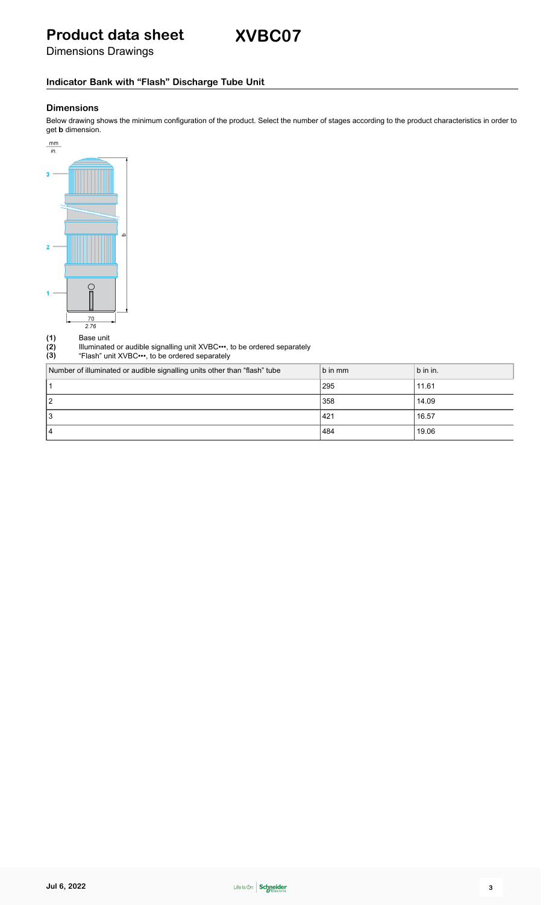# Product data sheet **XVBC07**

Dimensions Drawings

## Indicator Bank with "Flash" Discharge Tube Unit

### Dimensions

Below drawing shows the minimum configuration of the product. Select the number of stages according to the product characteristics in order to get **b** dimension.

**(1)** Base unit
**(2)** Illuminated or audible signalling unit XVBC•••, to be ordered separately
**(3)** "Flash" unit XVBC•••, to be ordered separately

| Number of illuminated or audible signalling units other than "flash" tube | b in mm | b in in. |
|---|---|---|
| 1 | 295 | 11.61 |
| 2 | 358 | 14.09 |
| 3 | 421 | 16.57 |
| 4 | 484 | 19.06 |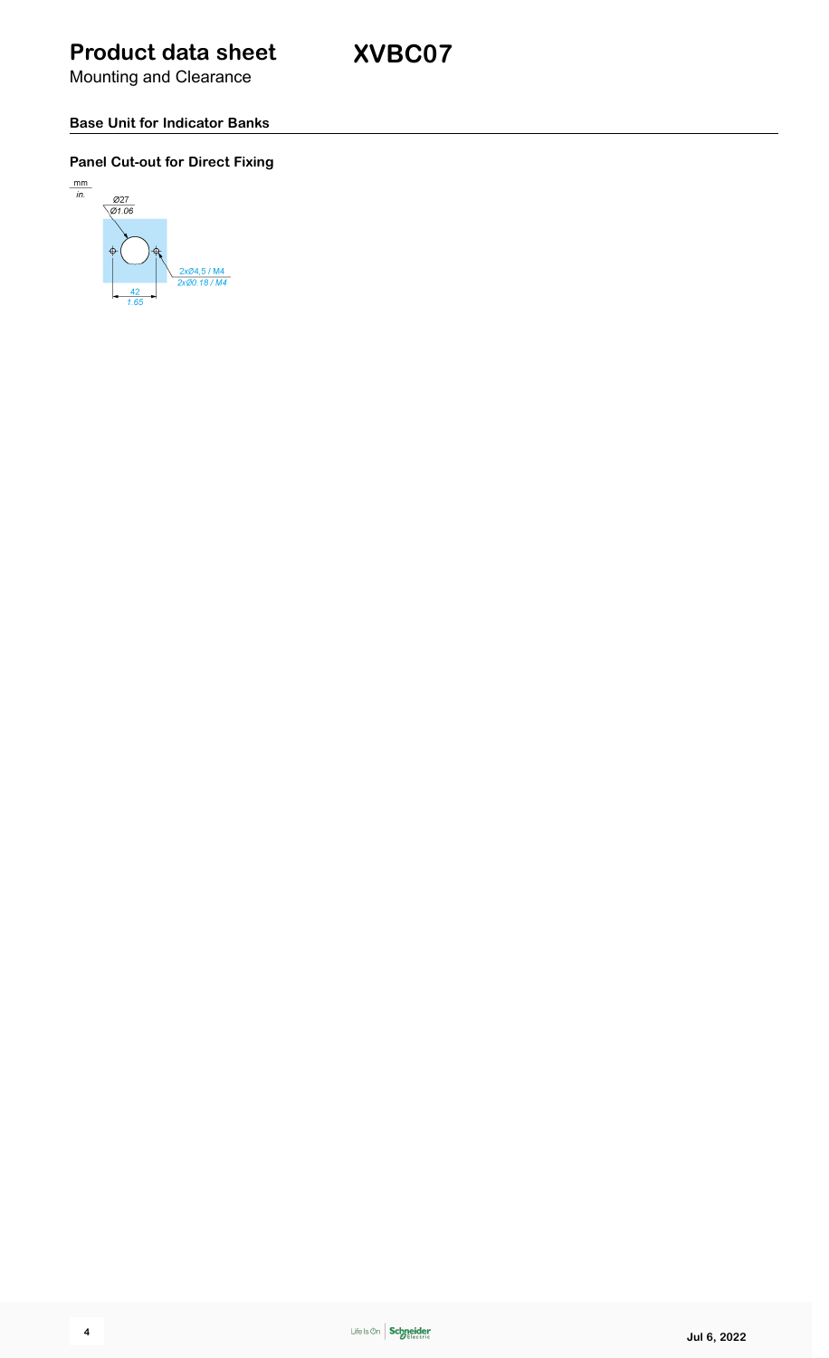# Product data sheet

Mounting and Clearance

# XVBC07

## Base Unit for Indicator Banks

### Panel Cut-out for Direct Fixing

mm
*in.*

Ø27
*Ø1.06*

2xØ4,5 / M4
*2xØ0.18 / M4*

42
*1.65*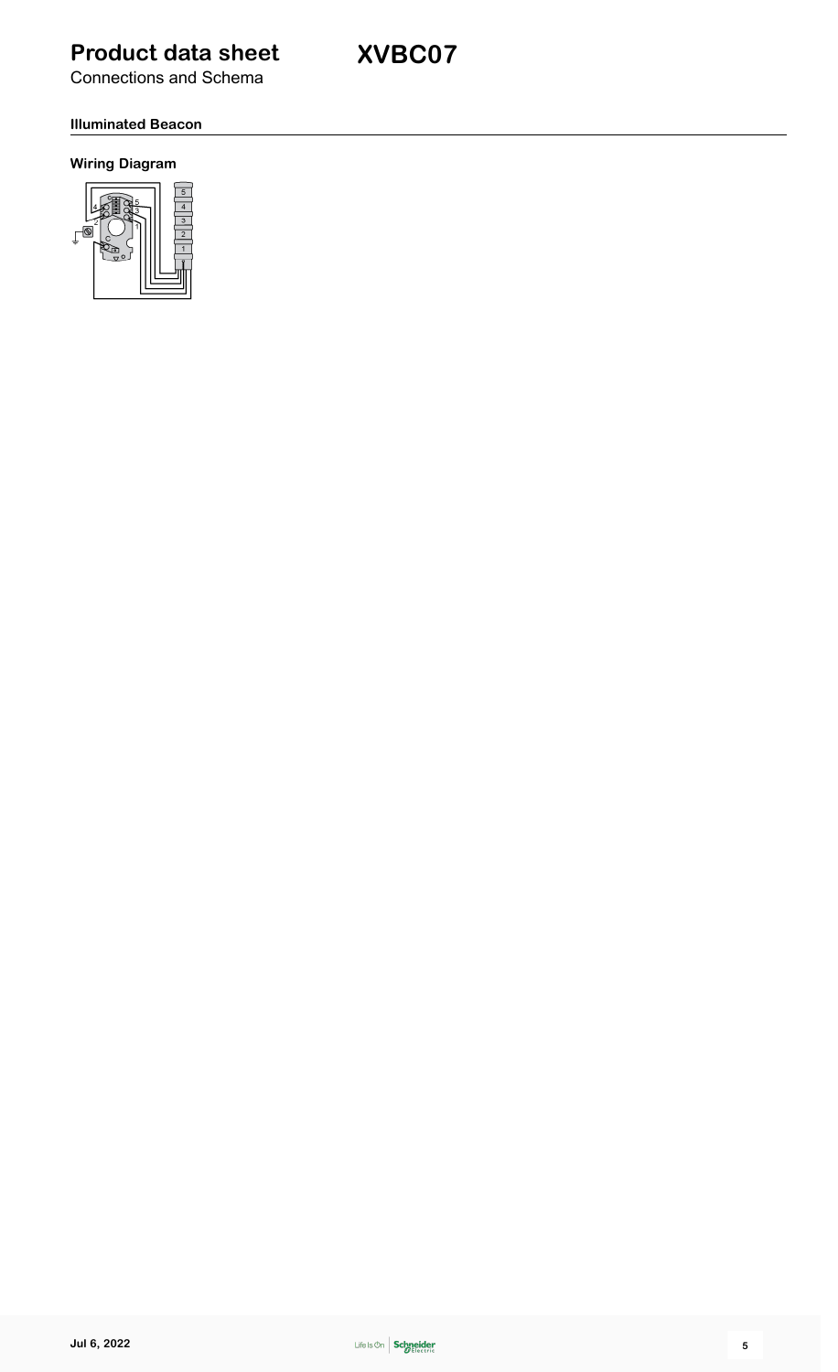# Product data sheet

Connections and Schema

## XVBC07

### Illuminated Beacon

#### Wiring Diagram